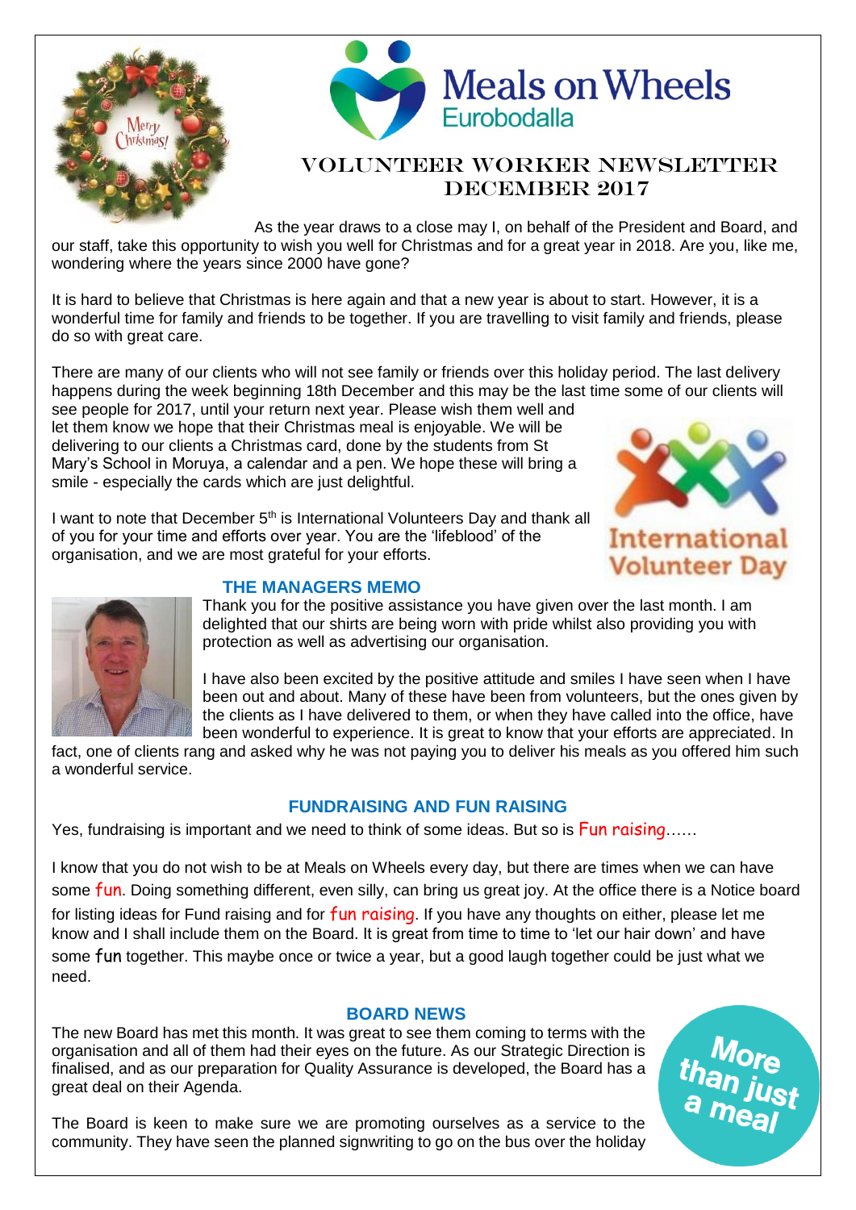Meals on Wheels
Eurobodalla

# VOLUNTEER WORKER NEWSLETTER DECEMBER 2017

As the year draws to a close may I, on behalf of the President and Board, and our staff, take this opportunity to wish you well for Christmas and for a great year in 2018. Are you, like me, wondering where the years since 2000 have gone?

It is hard to believe that Christmas is here again and that a new year is about to start. However, it is a wonderful time for family and friends to be together. If you are travelling to visit family and friends, please do so with great care.

There are many of our clients who will not see family or friends over this holiday period. The last delivery happens during the week beginning 18th December and this may be the last time some of our clients will see people for 2017, until your return next year. Please wish them well and let them know we hope that their Christmas meal is enjoyable. We will be delivering to our clients a Christmas card, done by the students from St Mary's School in Moruya, a calendar and a pen. We hope these will bring a smile - especially the cards which are just delightful.

I want to note that December 5th is International Volunteers Day and thank all of you for your time and efforts over year. You are the 'lifeblood' of the organisation, and we are most grateful for your efforts.

International Volunteer Day

## THE MANAGERS MEMO

Thank you for the positive assistance you have given over the last month. I am delighted that our shirts are being worn with pride whilst also providing you with protection as well as advertising our organisation.

I have also been excited by the positive attitude and smiles I have seen when I have been out and about. Many of these have been from volunteers, but the ones given by the clients as I have delivered to them, or when they have called into the office, have been wonderful to experience. It is great to know that your efforts are appreciated. In fact, one of clients rang and asked why he was not paying you to deliver his meals as you offered him such a wonderful service.

## FUNDRAISING AND FUN RAISING

Yes, fundraising is important and we need to think of some ideas. But so is Fun raising……

I know that you do not wish to be at Meals on Wheels every day, but there are times when we can have some fun. Doing something different, even silly, can bring us great joy. At the office there is a Notice board for listing ideas for Fund raising and for fun raising. If you have any thoughts on either, please let me know and I shall include them on the Board. It is great from time to time to 'let our hair down' and have some fun together. This maybe once or twice a year, but a good laugh together could be just what we need.

## BOARD NEWS

The new Board has met this month. It was great to see them coming to terms with the organisation and all of them had their eyes on the future. As our Strategic Direction is finalised, and as our preparation for Quality Assurance is developed, the Board has a great deal on their Agenda.

The Board is keen to make sure we are promoting ourselves as a service to the community. They have seen the planned signwriting to go on the bus over the holiday

More than just a meal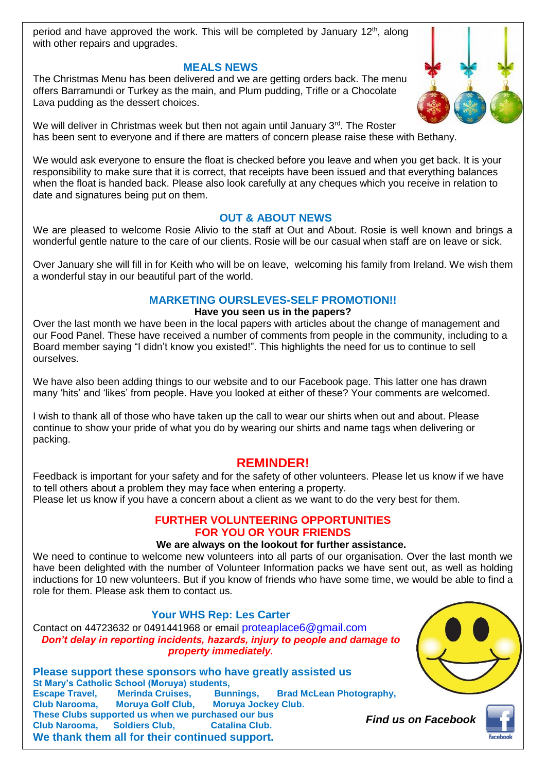period and have approved the work. This will be completed by January 12th, along with other repairs and upgrades.

## MEALS NEWS

The Christmas Menu has been delivered and we are getting orders back. The menu offers Barramundi or Turkey as the main, and Plum pudding, Trifle or a Chocolate Lava pudding as the dessert choices.

We will deliver in Christmas week but then not again until January 3rd. The Roster has been sent to everyone and if there are matters of concern please raise these with Bethany.

We would ask everyone to ensure the float is checked before you leave and when you get back. It is your responsibility to make sure that it is correct, that receipts have been issued and that everything balances when the float is handed back. Please also look carefully at any cheques which you receive in relation to date and signatures being put on them.

## OUT & ABOUT NEWS

We are pleased to welcome Rosie Alivio to the staff at Out and About. Rosie is well known and brings a wonderful gentle nature to the care of our clients. Rosie will be our casual when staff are on leave or sick.

Over January she will fill in for Keith who will be on leave, welcoming his family from Ireland. We wish them a wonderful stay in our beautiful part of the world.

## MARKETING OURSLEVES-SELF PROMOTION!!

**Have you seen us in the papers?**

Over the last month we have been in the local papers with articles about the change of management and our Food Panel. These have received a number of comments from people in the community, including to a Board member saying "I didn't know you existed!". This highlights the need for us to continue to sell ourselves.

We have also been adding things to our website and to our Facebook page. This latter one has drawn many 'hits' and 'likes' from people. Have you looked at either of these? Your comments are welcomed.

I wish to thank all of those who have taken up the call to wear our shirts when out and about. Please continue to show your pride of what you do by wearing our shirts and name tags when delivering or packing.

## REMINDER!

Feedback is important for your safety and for the safety of other volunteers. Please let us know if we have to tell others about a problem they may face when entering a property.
Please let us know if you have a concern about a client as we want to do the very best for them.

## FURTHER VOLUNTEERING OPPORTUNITIES FOR YOU OR YOUR FRIENDS

**We are always on the lookout for further assistance.**

We need to continue to welcome new volunteers into all parts of our organisation. Over the last month we have been delighted with the number of Volunteer Information packs we have sent out, as well as holding inductions for 10 new volunteers. But if you know of friends who have some time, we would be able to find a role for them. Please ask them to contact us.

## Your WHS Rep: Les Carter

Contact on 44723632 or 0491441968 or email proteaplace6@gmail.com

***Don't delay in reporting incidents, hazards, injury to people and damage to property immediately.***

### Please support these sponsors who have greatly assisted us

**St Mary's Catholic School (Moruya) students,**
**Escape Travel, Merinda Cruises, Bunnings, Brad McLean Photography,**
**Club Narooma, Moruya Golf Club, Moruya Jockey Club.**
**These Clubs supported us when we purchased our bus**
**Club Narooma, Soldiers Club, Catalina Club.**

**We thank them all for their continued support.**

***Find us on Facebook***